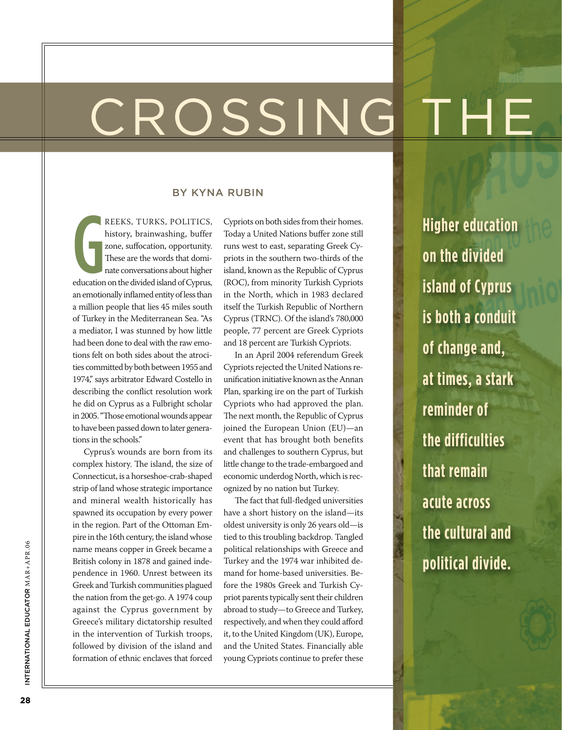# CROSSING THE

Higher education on the divided island of Cyprus is both a conduit of change and, at times, a stark reminder of the difficulties that remain acute across the cultural and political divide.

BY KYNA RUBIN

GREEKS, TURKS, POLITICS, history, brainwashing, buffer zone, suffocation, opportunity. These are the words that dominate conversations about higher education on the divided island of Cyprus, an emotionally inflamed entity of less than a million people that lies 45 miles south of Turkey in the Mediterranean Sea. "As a mediator, I was stunned by how little had been done to deal with the raw emotions felt on both sides about the atrocities committed by both between 1955 and 1974," says arbitrator Edward Costello in describing the conflict resolution work he did on Cyprus as a Fulbright scholar in 2005. "Those emotional wounds appear to have been passed down to later generations in the schools."

Cyprus's wounds are born from its complex history. The island, the size of Connecticut, is a horseshoe-crab-shaped strip of land whose strategic importance and mineral wealth historically has spawned its occupation by every power in the region. Part of the Ottoman Empire in the 16th century, the island whose name means copper in Greek became a British colony in 1878 and gained independence in 1960. Unrest between its Greek and Turkish communities plagued the nation from the get-go. A 1974 coup against the Cyprus government by Greece's military dictatorship resulted in the intervention of Turkish troops, followed by division of the island and formation of ethnic enclaves that forced Cypriots on both sides from their homes. Today a United Nations buffer zone still runs west to east, separating Greek Cypriots in the southern two-thirds of the island, known as the Republic of Cyprus (ROC), from minority Turkish Cypriots in the North, which in 1983 declared itself the Turkish Republic of Northern Cyprus (TRNC). Of the island's 780,000 people, 77 percent are Greek Cypriots and 18 percent are Turkish Cypriots.

In an April 2004 referendum Greek Cypriots rejected the United Nations reunification initiative known as the Annan Plan, sparking ire on the part of Turkish Cypriots who had approved the plan. The next month, the Republic of Cyprus joined the European Union (EU)—an event that has brought both benefits and challenges to southern Cyprus, but little change to the trade-embargoed and economic underdog North, which is recognized by no nation but Turkey.

The fact that full-fledged universities have a short history on the island—its oldest university is only 26 years old—is tied to this troubling backdrop. Tangled political relationships with Greece and Turkey and the 1974 war inhibited demand for home-based universities. Before the 1980s Greek and Turkish Cypriot parents typically sent their children abroad to study—to Greece and Turkey, respectively, and when they could afford it, to the United Kingdom (UK), Europe, and the United States. Financially able young Cypriots continue to prefer these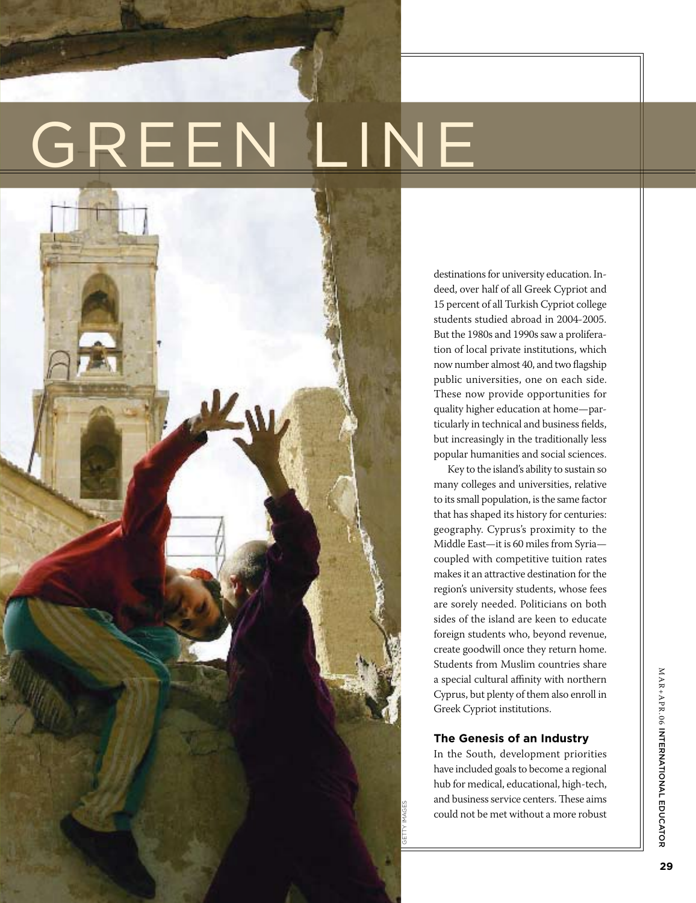# GREEN LINE

destinations for university education. Indeed, over half of all Greek Cypriot and 15 percent of all Turkish Cypriot college students studied abroad in 2004-2005. But the 1980s and 1990s saw a proliferation of local private institutions, which now number almost 40, and two flagship public universities, one on each side. These now provide opportunities for quality higher education at home—particularly in technical and business fields, but increasingly in the traditionally less popular humanities and social sciences.

Key to the island's ability to sustain so many colleges and universities, relative to its small population, is the same factor that has shaped its history for centuries: geography. Cyprus's proximity to the Middle East—it is 60 miles from Syria—coupled with competitive tuition rates makes it an attractive destination for the region's university students, whose fees are sorely needed. Politicians on both sides of the island are keen to educate foreign students who, beyond revenue, create goodwill once they return home. Students from Muslim countries share a special cultural affinity with northern Cyprus, but plenty of them also enroll in Greek Cypriot institutions.

### The Genesis of an Industry

In the South, development priorities have included goals to become a regional hub for medical, educational, high-tech, and business service centers. These aims could not be met without a more robust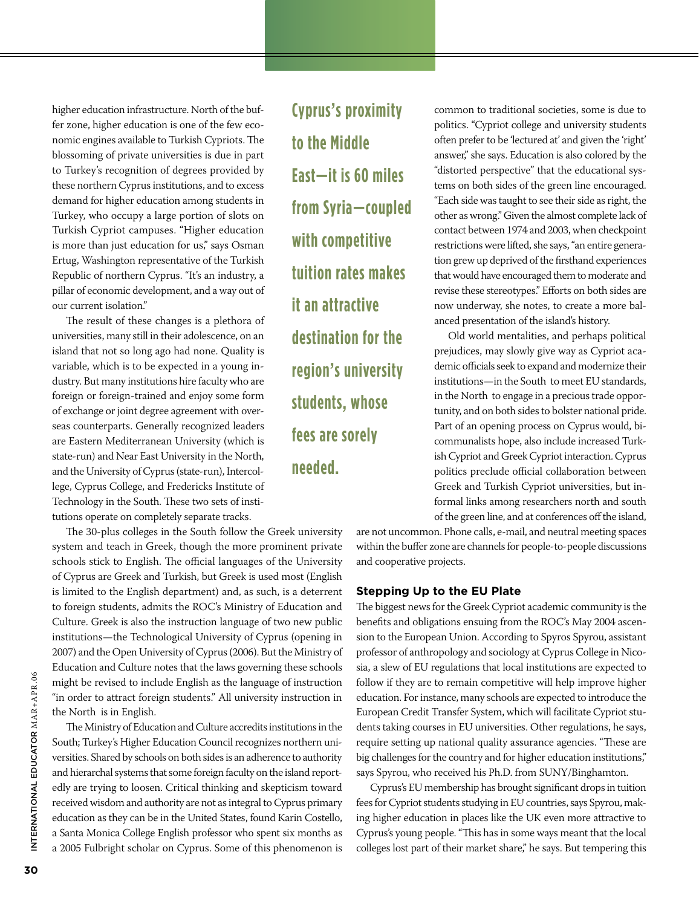higher education infrastructure. North of the buffer zone, higher education is one of the few economic engines available to Turkish Cypriots. The blossoming of private universities is due in part to Turkey's recognition of degrees provided by these northern Cyprus institutions, and to excess demand for higher education among students in Turkey, who occupy a large portion of slots on Turkish Cypriot campuses. "Higher education is more than just education for us," says Osman Ertug, Washington representative of the Turkish Republic of northern Cyprus. "It's an industry, a pillar of economic development, and a way out of our current isolation."

The result of these changes is a plethora of universities, many still in their adolescence, on an island that not so long ago had none. Quality is variable, which is to be expected in a young industry. But many institutions hire faculty who are foreign or foreign-trained and enjoy some form of exchange or joint degree agreement with overseas counterparts. Generally recognized leaders are Eastern Mediterranean University (which is state-run) and Near East University in the North, and the University of Cyprus (state-run), Intercollege, Cyprus College, and Fredericks Institute of Technology in the South. These two sets of institutions operate on completely separate tracks.

**Cyprus's proximity to the Middle East—it is 60 miles from Syria—coupled with competitive tuition rates makes it an attractive destination for the region's university students, whose fees are sorely needed.**

The 30-plus colleges in the South follow the Greek university system and teach in Greek, though the more prominent private schools stick to English. The official languages of the University of Cyprus are Greek and Turkish, but Greek is used most (English is limited to the English department) and, as such, is a deterrent to foreign students, admits the ROC's Ministry of Education and Culture. Greek is also the instruction language of two new public institutions—the Technological University of Cyprus (opening in 2007) and the Open University of Cyprus (2006). But the Ministry of Education and Culture notes that the laws governing these schools might be revised to include English as the language of instruction "in order to attract foreign students." All university instruction in the North is in English.

The Ministry of Education and Culture accredits institutions in the South; Turkey's Higher Education Council recognizes northern universities. Shared by schools on both sides is an adherence to authority and hierarchal systems that some foreign faculty on the island reportedly are trying to loosen. Critical thinking and skepticism toward received wisdom and authority are not as integral to Cyprus primary education as they can be in the United States, found Karin Costello, a Santa Monica College English professor who spent six months as a 2005 Fulbright scholar on Cyprus. Some of this phenomenon is common to traditional societies, some is due to politics. "Cypriot college and university students often prefer to be 'lectured at' and given the 'right' answer," she says. Education is also colored by the "distorted perspective" that the educational systems on both sides of the green line encouraged. "Each side was taught to see their side as right, the other as wrong." Given the almost complete lack of contact between 1974 and 2003, when checkpoint restrictions were lifted, she says, "an entire generation grew up deprived of the firsthand experiences that would have encouraged them to moderate and revise these stereotypes." Efforts on both sides are now underway, she notes, to create a more balanced presentation of the island's history.

Old world mentalities, and perhaps political prejudices, may slowly give way as Cypriot academic officials seek to expand and modernize their institutions—in the South to meet EU standards, in the North to engage in a precious trade opportunity, and on both sides to bolster national pride. Part of an opening process on Cyprus would, bicommunalists hope, also include increased Turkish Cypriot and Greek Cypriot interaction. Cyprus politics preclude official collaboration between Greek and Turkish Cypriot universities, but informal links among researchers north and south of the green line, and at conferences off the island, are not uncommon. Phone calls, e-mail, and neutral meeting spaces within the buffer zone are channels for people-to-people discussions and cooperative projects.

### Stepping Up to the EU Plate

The biggest news for the Greek Cypriot academic community is the benefits and obligations ensuing from the ROC's May 2004 ascension to the European Union. According to Spyros Spyrou, assistant professor of anthropology and sociology at Cyprus College in Nicosia, a slew of EU regulations that local institutions are expected to follow if they are to remain competitive will help improve higher education. For instance, many schools are expected to introduce the European Credit Transfer System, which will facilitate Cypriot students taking courses in EU universities. Other regulations, he says, require setting up national quality assurance agencies. "These are big challenges for the country and for higher education institutions," says Spyrou, who received his Ph.D. from SUNY/Binghamton.

Cyprus's EU membership has brought significant drops in tuition fees for Cypriot students studying in EU countries, says Spyrou, making higher education in places like the UK even more attractive to Cyprus's young people. "This has in some ways meant that the local colleges lost part of their market share," he says. But tempering this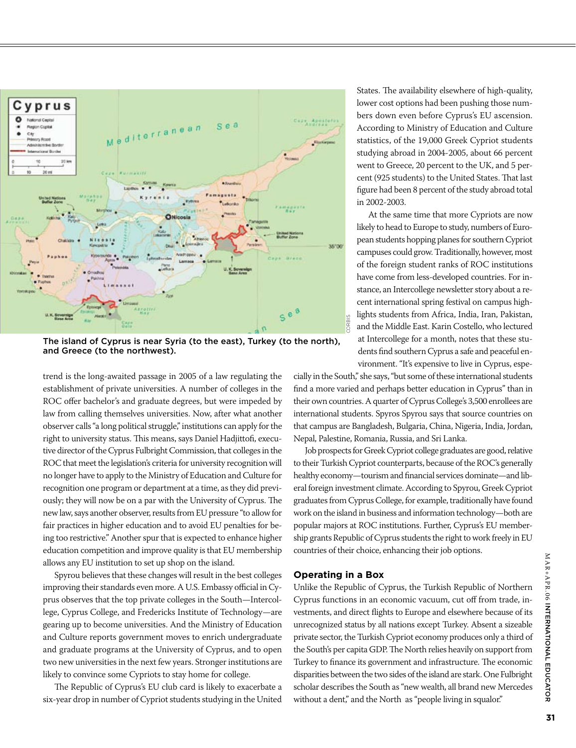The island of Cyprus is near Syria (to the east), Turkey (to the north), and Greece (to the northwest).

trend is the long-awaited passage in 2005 of a law regulating the establishment of private universities. A number of colleges in the ROC offer bachelor's and graduate degrees, but were impeded by law from calling themselves universities. Now, after what another observer calls "a long political struggle," institutions can apply for the right to university status. This means, says Daniel Hadjittofi, executive director of the Cyprus Fulbright Commission, that colleges in the ROC that meet the legislation's criteria for university recognition will no longer have to apply to the Ministry of Education and Culture for recognition one program or department at a time, as they did previously; they will now be on a par with the University of Cyprus. The new law, says another observer, results from EU pressure "to allow for fair practices in higher education and to avoid EU penalties for being too restrictive." Another spur that is expected to enhance higher education competition and improve quality is that EU membership allows any EU institution to set up shop on the island.

Spyrou believes that these changes will result in the best colleges improving their standards even more. A U.S. Embassy official in Cyprus observes that the top private colleges in the South—Intercollege, Cyprus College, and Fredericks Institute of Technology—are gearing up to become universities. And the Ministry of Education and Culture reports government moves to enrich undergraduate and graduate programs at the University of Cyprus, and to open two new universities in the next few years. Stronger institutions are likely to convince some Cypriots to stay home for college.

The Republic of Cyprus's EU club card is likely to exacerbate a six-year drop in number of Cypriot students studying in the United States. The availability elsewhere of high-quality, lower cost options had been pushing those numbers down even before Cyprus's EU ascension. According to Ministry of Education and Culture statistics, of the 19,000 Greek Cypriot students studying abroad in 2004-2005, about 66 percent went to Greece, 20 percent to the UK, and 5 percent (925 students) to the United States. That last figure had been 8 percent of the study abroad total in 2002-2003.

At the same time that more Cypriots are now likely to head to Europe to study, numbers of European students hopping planes for southern Cypriot campuses could grow. Traditionally, however, most of the foreign student ranks of ROC institutions have come from less-developed countries. For instance, an Intercollege newsletter story about a recent international spring festival on campus highlights students from Africa, India, Iran, Pakistan, and the Middle East. Karin Costello, who lectured at Intercollege for a month, notes that these students find southern Cyprus a safe and peaceful environment. "It's expensive to live in Cyprus, especially in the South," she says, "but some of these international students find a more varied and perhaps better education in Cyprus" than in their own countries. A quarter of Cyprus College's 3,500 enrollees are international students. Spyros Spyrou says that source countries on that campus are Bangladesh, Bulgaria, China, Nigeria, India, Jordan, Nepal, Palestine, Romania, Russia, and Sri Lanka.

Job prospects for Greek Cypriot college graduates are good, relative to their Turkish Cypriot counterparts, because of the ROC's generally healthy economy—tourism and financial services dominate—and liberal foreign investment climate. According to Spyrou, Greek Cypriot graduates from Cyprus College, for example, traditionally have found work on the island in business and information technology—both are popular majors at ROC institutions. Further, Cyprus's EU membership grants Republic of Cyprus students the right to work freely in EU countries of their choice, enhancing their job options.

## Operating in a Box

Unlike the Republic of Cyprus, the Turkish Republic of Northern Cyprus functions in an economic vacuum, cut off from trade, investments, and direct flights to Europe and elsewhere because of its unrecognized status by all nations except Turkey. Absent a sizeable private sector, the Turkish Cypriot economy produces only a third of the South's per capita GDP. The North relies heavily on support from Turkey to finance its government and infrastructure. The economic disparities between the two sides of the island are stark. One Fulbright scholar describes the South as "new wealth, all brand new Mercedes without a dent," and the North as "people living in squalor."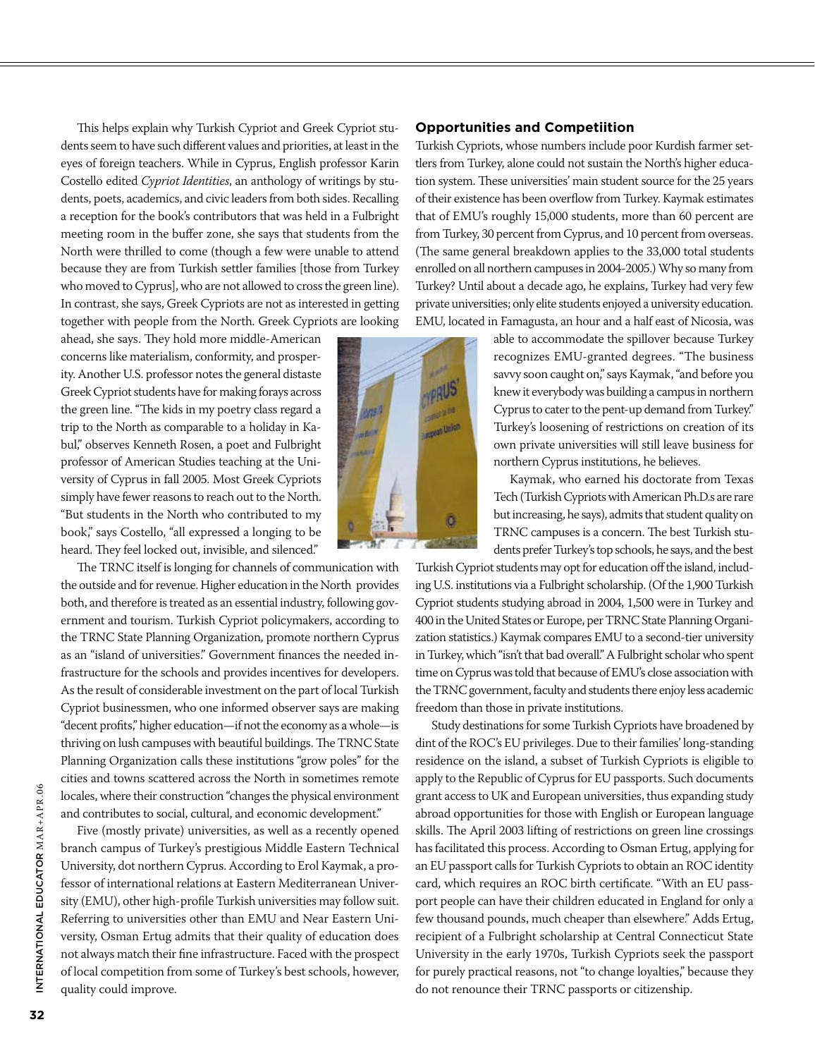This helps explain why Turkish Cypriot and Greek Cypriot students seem to have such different values and priorities, at least in the eyes of foreign teachers. While in Cyprus, English professor Karin Costello edited *Cypriot Identities*, an anthology of writings by students, poets, academics, and civic leaders from both sides. Recalling a reception for the book's contributors that was held in a Fulbright meeting room in the buffer zone, she says that students from the North were thrilled to come (though a few were unable to attend because they are from Turkish settler families [those from Turkey who moved to Cyprus], who are not allowed to cross the green line). In contrast, she says, Greek Cypriots are not as interested in getting together with people from the North. Greek Cypriots are looking ahead, she says. They hold more middle-American concerns like materialism, conformity, and prosperity. Another U.S. professor notes the general distaste Greek Cypriot students have for making forays across the green line. "The kids in my poetry class regard a trip to the North as comparable to a holiday in Kabul," observes Kenneth Rosen, a poet and Fulbright professor of American Studies teaching at the University of Cyprus in fall 2005. Most Greek Cypriots simply have fewer reasons to reach out to the North. "But students in the North who contributed to my book," says Costello, "all expressed a longing to be heard. They feel locked out, invisible, and silenced."

The TRNC itself is longing for channels of communication with the outside and for revenue. Higher education in the North provides both, and therefore is treated as an essential industry, following government and tourism. Turkish Cypriot policymakers, according to the TRNC State Planning Organization, promote northern Cyprus as an "island of universities." Government finances the needed infrastructure for the schools and provides incentives for developers. As the result of considerable investment on the part of local Turkish Cypriot businessmen, who one informed observer says are making "decent profits," higher education—if not the economy as a whole—is thriving on lush campuses with beautiful buildings. The TRNC State Planning Organization calls these institutions "grow poles" for the cities and towns scattered across the North in sometimes remote locales, where their construction "changes the physical environment and contributes to social, cultural, and economic development."

Five (mostly private) universities, as well as a recently opened branch campus of Turkey's prestigious Middle Eastern Technical University, dot northern Cyprus. According to Erol Kaymak, a professor of international relations at Eastern Mediterranean University (EMU), other high-profile Turkish universities may follow suit. Referring to universities other than EMU and Near Eastern University, Osman Ertug admits that their quality of education does not always match their fine infrastructure. Faced with the prospect of local competition from some of Turkey's best schools, however, quality could improve.

### Opportunities and Competiition

Turkish Cypriots, whose numbers include poor Kurdish farmer settlers from Turkey, alone could not sustain the North's higher education system. These universities' main student source for the 25 years of their existence has been overflow from Turkey. Kaymak estimates that of EMU's roughly 15,000 students, more than 60 percent are from Turkey, 30 percent from Cyprus, and 10 percent from overseas. (The same general breakdown applies to the 33,000 total students enrolled on all northern campuses in 2004-2005.) Why so many from Turkey? Until about a decade ago, he explains, Turkey had very few private universities; only elite students enjoyed a university education. EMU, located in Famagusta, an hour and a half east of Nicosia, was able to accommodate the spillover because Turkey recognizes EMU-granted degrees. "The business savvy soon caught on," says Kaymak, "and before you knew it everybody was building a campus in northern Cyprus to cater to the pent-up demand from Turkey." Turkey's loosening of restrictions on creation of its own private universities will still leave business for northern Cyprus institutions, he believes.

Kaymak, who earned his doctorate from Texas Tech (Turkish Cypriots with American Ph.D.s are rare but increasing, he says), admits that student quality on TRNC campuses is a concern. The best Turkish students prefer Turkey's top schools, he says, and the best Turkish Cypriot students may opt for education off the island, including U.S. institutions via a Fulbright scholarship. (Of the 1,900 Turkish Cypriot students studying abroad in 2004, 1,500 were in Turkey and 400 in the United States or Europe, per TRNC State Planning Organization statistics.) Kaymak compares EMU to a second-tier university in Turkey, which "isn't that bad overall." A Fulbright scholar who spent time on Cyprus was told that because of EMU's close association with the TRNC government, faculty and students there enjoy less academic freedom than those in private institutions.

Study destinations for some Turkish Cypriots have broadened by dint of the ROC's EU privileges. Due to their families' long-standing residence on the island, a subset of Turkish Cypriots is eligible to apply to the Republic of Cyprus for EU passports. Such documents grant access to UK and European universities, thus expanding study abroad opportunities for those with English or European language skills. The April 2003 lifting of restrictions on green line crossings has facilitated this process. According to Osman Ertug, applying for an EU passport calls for Turkish Cypriots to obtain an ROC identity card, which requires an ROC birth certificate. "With an EU passport people can have their children educated in England for only a few thousand pounds, much cheaper than elsewhere." Adds Ertug, recipient of a Fulbright scholarship at Central Connecticut State University in the early 1970s, Turkish Cypriots seek the passport for purely practical reasons, not "to change loyalties," because they do not renounce their TRNC passports or citizenship.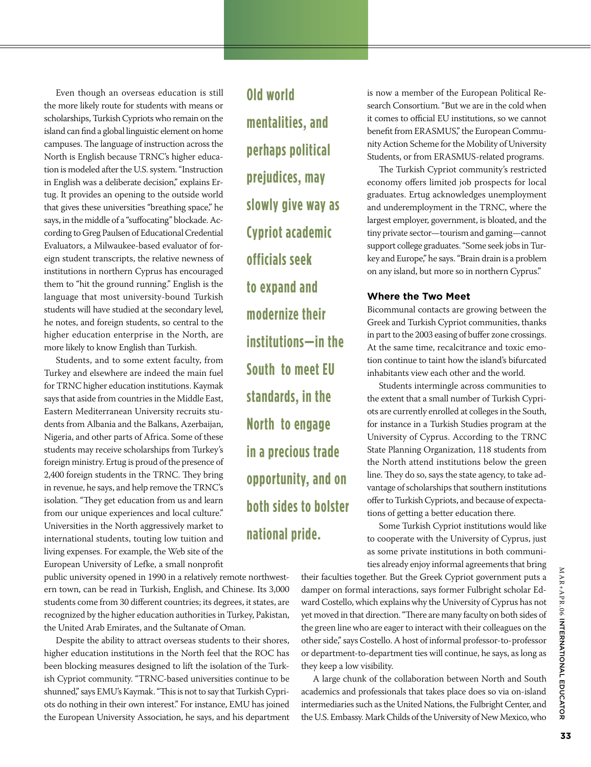Even though an overseas education is still the more likely route for students with means or scholarships, Turkish Cypriots who remain on the island can find a global linguistic element on home campuses. The language of instruction across the North is English because TRNC's higher education is modeled after the U.S. system. "Instruction in English was a deliberate decision," explains Ertug. It provides an opening to the outside world that gives these universities "breathing space," he says, in the middle of a "suffocating" blockade. According to Greg Paulsen of Educational Credential Evaluators, a Milwaukee-based evaluator of foreign student transcripts, the relative newness of institutions in northern Cyprus has encouraged them to "hit the ground running." English is the language that most university-bound Turkish students will have studied at the secondary level, he notes, and foreign students, so central to the higher education enterprise in the North, are more likely to know English than Turkish.

Students, and to some extent faculty, from Turkey and elsewhere are indeed the main fuel for TRNC higher education institutions. Kaymak says that aside from countries in the Middle East, Eastern Mediterranean University recruits students from Albania and the Balkans, Azerbaijan, Nigeria, and other parts of Africa. Some of these students may receive scholarships from Turkey's foreign ministry. Ertug is proud of the presence of 2,400 foreign students in the TRNC. They bring in revenue, he says, and help remove the TRNC's isolation. "They get education from us and learn from our unique experiences and local culture." Universities in the North aggressively market to international students, touting low tuition and living expenses. For example, the Web site of the European University of Lefke, a small nonprofit public university opened in 1990 in a relatively remote northwestern town, can be read in Turkish, English, and Chinese. Its 3,000 students come from 30 different countries; its degrees, it states, are recognized by the higher education authorities in Turkey, Pakistan, the United Arab Emirates, and the Sultanate of Oman.

Despite the ability to attract overseas students to their shores, higher education institutions in the North feel that the ROC has been blocking measures designed to lift the isolation of the Turkish Cypriot community. "TRNC-based universities continue to be shunned," says EMU's Kaymak. "This is not to say that Turkish Cypriots do nothing in their own interest." For instance, EMU has joined the European University Association, he says, and his department is now a member of the European Political Research Consortium. "But we are in the cold when it comes to official EU institutions, so we cannot benefit from ERASMUS," the European Community Action Scheme for the Mobility of University Students, or from ERASMUS-related programs.

> **Old world mentalities, and perhaps political prejudices, may slowly give way as Cypriot academic officials seek to expand and modernize their institutions—in the South to meet EU standards, in the North to engage in a precious trade opportunity, and on both sides to bolster national pride.**

The Turkish Cypriot community's restricted economy offers limited job prospects for local graduates. Ertug acknowledges unemployment and underemployment in the TRNC, where the largest employer, government, is bloated, and the tiny private sector—tourism and gaming—cannot support college graduates. "Some seek jobs in Turkey and Europe," he says. "Brain drain is a problem on any island, but more so in northern Cyprus."

### Where the Two Meet

Bicommunal contacts are growing between the Greek and Turkish Cypriot communities, thanks in part to the 2003 easing of buffer zone crossings. At the same time, recalcitrance and toxic emotion continue to taint how the island's bifurcated inhabitants view each other and the world.

Students intermingle across communities to the extent that a small number of Turkish Cypriots are currently enrolled at colleges in the South, for instance in a Turkish Studies program at the University of Cyprus. According to the TRNC State Planning Organization, 118 students from the North attend institutions below the green line. They do so, says the state agency, to take advantage of scholarships that southern institutions offer to Turkish Cypriots, and because of expectations of getting a better education there.

Some Turkish Cypriot institutions would like to cooperate with the University of Cyprus, just as some private institutions in both communities already enjoy informal agreements that bring their faculties together. But the Greek Cypriot government puts a damper on formal interactions, says former Fulbright scholar Edward Costello, which explains why the University of Cyprus has not yet moved in that direction. "There are many faculty on both sides of the green line who are eager to interact with their colleagues on the other side," says Costello. A host of informal professor-to-professor or department-to-department ties will continue, he says, as long as they keep a low visibility.

A large chunk of the collaboration between North and South academics and professionals that takes place does so via on-island intermediaries such as the United Nations, the Fulbright Center, and the U.S. Embassy. Mark Childs of the University of New Mexico, who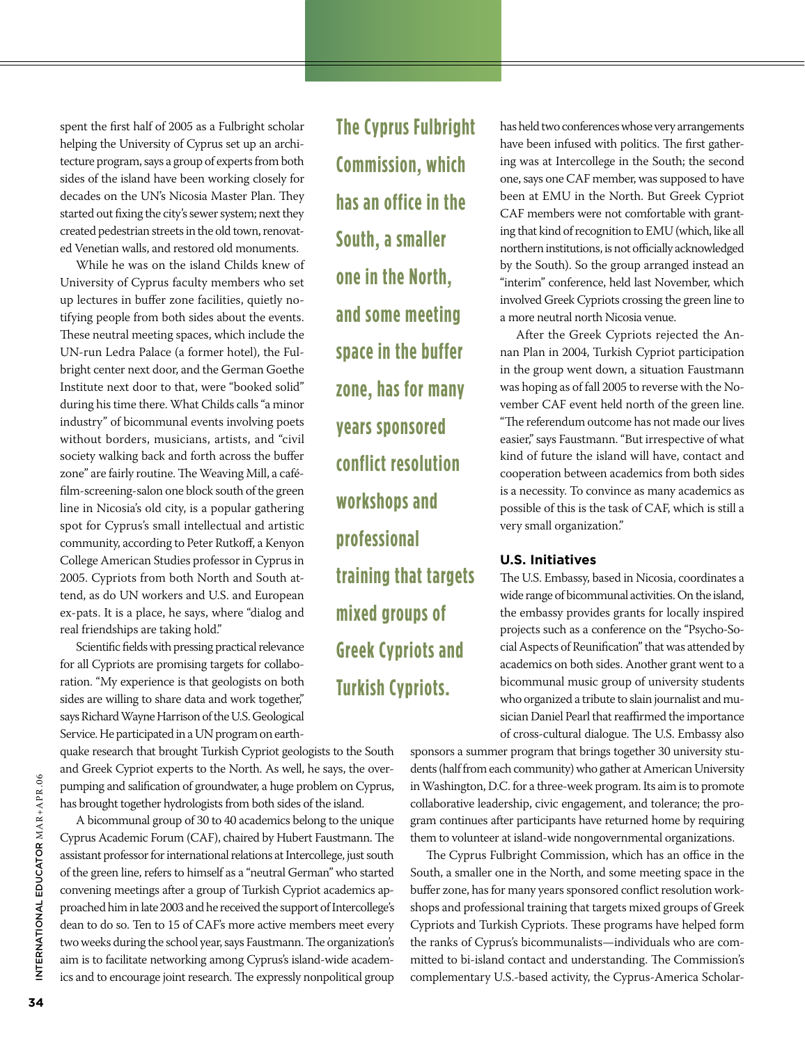spent the first half of 2005 as a Fulbright scholar helping the University of Cyprus set up an architecture program, says a group of experts from both sides of the island have been working closely for decades on the UN's Nicosia Master Plan. They started out fixing the city's sewer system; next they created pedestrian streets in the old town, renovated Venetian walls, and restored old monuments.

While he was on the island Childs knew of University of Cyprus faculty members who set up lectures in buffer zone facilities, quietly notifying people from both sides about the events. These neutral meeting spaces, which include the UN-run Ledra Palace (a former hotel), the Fulbright center next door, and the German Goethe Institute next door to that, were "booked solid" during his time there. What Childs calls "a minor industry" of bicommunal events involving poets without borders, musicians, artists, and "civil society walking back and forth across the buffer zone" are fairly routine. The Weaving Mill, a café-film-screening-salon one block south of the green line in Nicosia's old city, is a popular gathering spot for Cyprus's small intellectual and artistic community, according to Peter Rutkoff, a Kenyon College American Studies professor in Cyprus in 2005. Cypriots from both North and South attend, as do UN workers and U.S. and European ex-pats. It is a place, he says, where "dialog and real friendships are taking hold."

Scientific fields with pressing practical relevance for all Cypriots are promising targets for collaboration. "My experience is that geologists on both sides are willing to share data and work together," says Richard Wayne Harrison of the U.S. Geological Service. He participated in a UN program on earthquake research that brought Turkish Cypriot geologists to the South and Greek Cypriot experts to the North. As well, he says, the over-pumping and salification of groundwater, a huge problem on Cyprus, has brought together hydrologists from both sides of the island.

A bicommunal group of 30 to 40 academics belong to the unique Cyprus Academic Forum (CAF), chaired by Hubert Faustmann. The assistant professor for international relations at Intercollege, just south of the green line, refers to himself as a "neutral German" who started convening meetings after a group of Turkish Cypriot academics approached him in late 2003 and he received the support of Intercollege's dean to do so. Ten to 15 of CAF's more active members meet every two weeks during the school year, says Faustmann. The organization's aim is to facilitate networking among Cyprus's island-wide academics and to encourage joint research. The expressly nonpolitical group has held two conferences whose very arrangements have been infused with politics. The first gathering was at Intercollege in the South; the second one, says one CAF member, was supposed to have been at EMU in the North. But Greek Cypriot CAF members were not comfortable with granting that kind of recognition to EMU (which, like all northern institutions, is not officially acknowledged by the South). So the group arranged instead an "interim" conference, held last November, which involved Greek Cypriots crossing the green line to a more neutral north Nicosia venue.

After the Greek Cypriots rejected the Annan Plan in 2004, Turkish Cypriot participation in the group went down, a situation Faustmann was hoping as of fall 2005 to reverse with the November CAF event held north of the green line. "The referendum outcome has not made our lives easier," says Faustmann. "But irrespective of what kind of future the island will have, contact and cooperation between academics from both sides is a necessity. To convince as many academics as possible of this is the task of CAF, which is still a very small organization."

**The Cyprus Fulbright Commission, which has an office in the South, a smaller one in the North, and some meeting space in the buffer zone, has for many years sponsored conflict resolution workshops and professional training that targets mixed groups of Greek Cypriots and Turkish Cypriots.**

### U.S. Initiatives

The U.S. Embassy, based in Nicosia, coordinates a wide range of bicommunal activities. On the island, the embassy provides grants for locally inspired projects such as a conference on the "Psycho-Social Aspects of Reunification" that was attended by academics on both sides. Another grant went to a bicommunal music group of university students who organized a tribute to slain journalist and musician Daniel Pearl that reaffirmed the importance of cross-cultural dialogue. The U.S. Embassy also sponsors a summer program that brings together 30 university students (half from each community) who gather at American University in Washington, D.C. for a three-week program. Its aim is to promote collaborative leadership, civic engagement, and tolerance; the program continues after participants have returned home by requiring them to volunteer at island-wide nongovernmental organizations.

The Cyprus Fulbright Commission, which has an office in the South, a smaller one in the North, and some meeting space in the buffer zone, has for many years sponsored conflict resolution workshops and professional training that targets mixed groups of Greek Cypriots and Turkish Cypriots. These programs have helped form the ranks of Cyprus's bicommunalists—individuals who are committed to bi-island contact and understanding. The Commission's complementary U.S.-based activity, the Cyprus-America Scholar-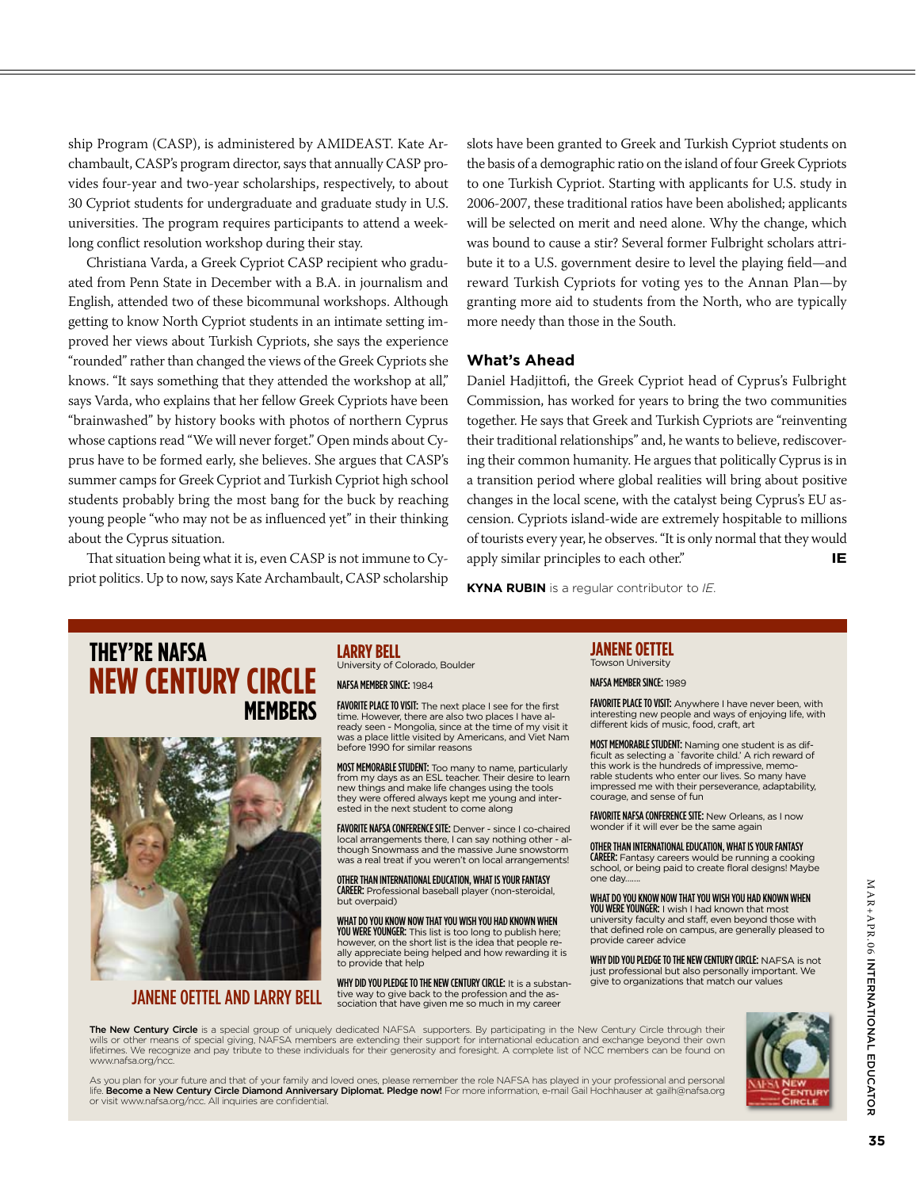ship Program (CASP), is administered by AMIDEAST. Kate Archambault, CASP's program director, says that annually CASP provides four-year and two-year scholarships, respectively, to about 30 Cypriot students for undergraduate and graduate study in U.S. universities. The program requires participants to attend a week-long conflict resolution workshop during their stay.

Christiana Varda, a Greek Cypriot CASP recipient who graduated from Penn State in December with a B.A. in journalism and English, attended two of these bicommunal workshops. Although getting to know North Cypriot students in an intimate setting improved her views about Turkish Cypriots, she says the experience "rounded" rather than changed the views of the Greek Cypriots she knows. "It says something that they attended the workshop at all," says Varda, who explains that her fellow Greek Cypriots have been "brainwashed" by history books with photos of northern Cyprus whose captions read "We will never forget." Open minds about Cyprus have to be formed early, she believes. She argues that CASP's summer camps for Greek Cypriot and Turkish Cypriot high school students probably bring the most bang for the buck by reaching young people "who may not be as influenced yet" in their thinking about the Cyprus situation.

That situation being what it is, even CASP is not immune to Cypriot politics. Up to now, says Kate Archambault, CASP scholarship slots have been granted to Greek and Turkish Cypriot students on the basis of a demographic ratio on the island of four Greek Cypriots to one Turkish Cypriot. Starting with applicants for U.S. study in 2006-2007, these traditional ratios have been abolished; applicants will be selected on merit and need alone. Why the change, which was bound to cause a stir? Several former Fulbright scholars attribute it to a U.S. government desire to level the playing field—and reward Turkish Cypriots for voting yes to the Annan Plan—by granting more aid to students from the North, who are typically more needy than those in the South.

## What's Ahead

Daniel Hadjittofi, the Greek Cypriot head of Cyprus's Fulbright Commission, has worked for years to bring the two communities together. He says that Greek and Turkish Cypriots are "reinventing their traditional relationships" and, he wants to believe, rediscovering their common humanity. He argues that politically Cyprus is in a transition period where global realities will bring about positive changes in the local scene, with the catalyst being Cyprus's EU ascension. Cypriots island-wide are extremely hospitable to millions of tourists every year, he observes. "It is only normal that they would apply similar principles to each other." **IE**

**KYNA RUBIN** is a regular contributor to *IE*.

---

# THEY'RE NAFSA NEW CENTURY CIRCLE MEMBERS

JANENE OETTEL AND LARRY BELL

### LARRY BELL
University of Colorado, Boulder

**NAFSA MEMBER SINCE:** 1984

**FAVORITE PLACE TO VISIT:** The next place I see for the first time. However, there are also two places I have already seen - Mongolia, since at the time of my visit it was a place little visited by Americans, and Viet Nam before 1990 for similar reasons

**MOST MEMORABLE STUDENT:** Too many to name, particularly from my days as an ESL teacher. Their desire to learn new things and make life changes using the tools they were offered always kept me young and interested in the next student to come along

**FAVORITE NAFSA CONFERENCE SITE:** Denver - since I co-chaired local arrangements there, I can say nothing other - although Snowmass and the massive June snowstorm was a real treat if you weren't on local arrangements!

**OTHER THAN INTERNATIONAL EDUCATION, WHAT IS YOUR FANTASY CAREER:** Professional baseball player (non-steroidal, but overpaid)

**WHAT DO YOU KNOW NOW THAT YOU WISH YOU HAD KNOWN WHEN YOU WERE YOUNGER:** This list is too long to publish here; however, on the short list is the idea that people really appreciate being helped and how rewarding it is to provide that help

**WHY DID YOU PLEDGE TO THE NEW CENTURY CIRCLE:** It is a substantive way to give back to the profession and the association that have given me so much in my career

### JANENE OETTEL
Towson University

**NAFSA MEMBER SINCE:** 1989

**FAVORITE PLACE TO VISIT:** Anywhere I have never been, with interesting new people and ways of enjoying life, with different kids of music, food, craft, art

**MOST MEMORABLE STUDENT:** Naming one student is as difficult as selecting a `favorite child.' A rich reward of this work is the hundreds of impressive, memorable students who enter our lives. So many have impressed me with their perseverance, adaptability, courage, and sense of fun

**FAVORITE NAFSA CONFERENCE SITE:** New Orleans, as I now wonder if it will ever be the same again

**OTHER THAN INTERNATIONAL EDUCATION, WHAT IS YOUR FANTASY CAREER:** Fantasy careers would be running a cooking school, or being paid to create floral designs! Maybe one day.......

**WHAT DO YOU KNOW NOW THAT YOU WISH YOU HAD KNOWN WHEN YOU WERE YOUNGER:** I wish I had known that most university faculty and staff, even beyond those with that defined role on campus, are generally pleased to provide career advice

**WHY DID YOU PLEDGE TO THE NEW CENTURY CIRCLE:** NAFSA is not just professional but also personally important. We give to organizations that match our values

**The New Century Circle** is a special group of uniquely dedicated NAFSA supporters. By participating in the New Century Circle through their wills or other means of special giving, NAFSA members are extending their support for international education and exchange beyond their own lifetimes. We recognize and pay tribute to these individuals for their generosity and foresight. A complete list of NCC members can be found on www.nafsa.org/ncc.

As you plan for your future and that of your family and loved ones, please remember the role NAFSA has played in your professional and personal life. **Become a New Century Circle Diamond Anniversary Diplomat. Pledge now!** For more information, e-mail Gail Hochhauser at gailh@nafsa.org or visit www.nafsa.org/ncc. All inquiries are confidential.